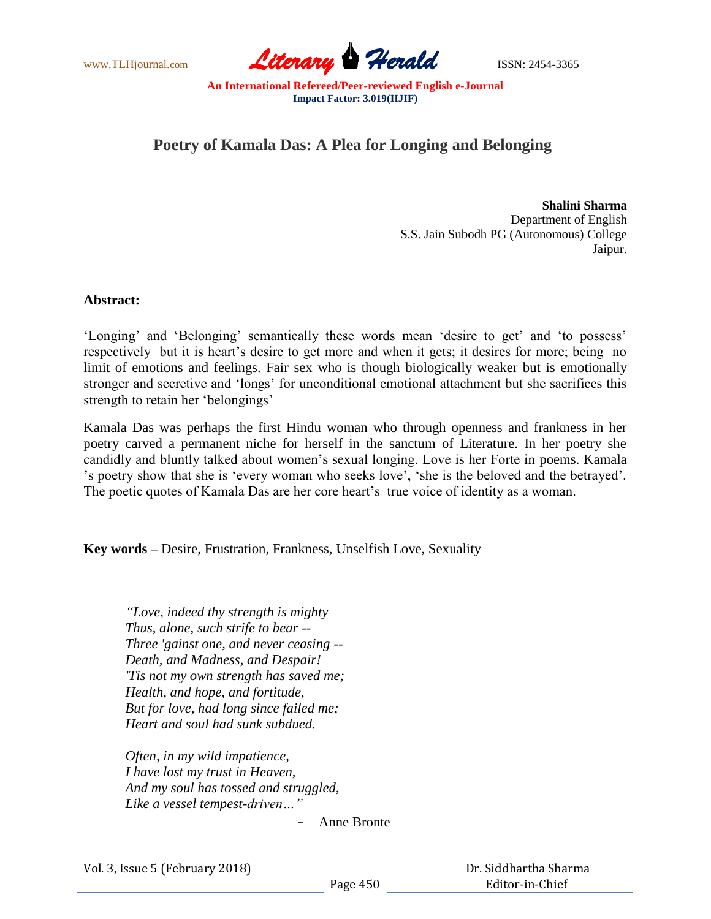# Poetry of Kamala Das: A Plea for Longing and Belonging

**Shalini Sharma**
Department of English
S.S. Jain Subodh PG (Autonomous) College
Jaipur.

**Abstract:**

'Longing' and 'Belonging' semantically these words mean 'desire to get' and 'to possess' respectively but it is heart's desire to get more and when it gets; it desires for more; being no limit of emotions and feelings. Fair sex who is though biologically weaker but is emotionally stronger and secretive and 'longs' for unconditional emotional attachment but she sacrifices this strength to retain her 'belongings'

Kamala Das was perhaps the first Hindu woman who through openness and frankness in her poetry carved a permanent niche for herself in the sanctum of Literature. In her poetry she candidly and bluntly talked about women's sexual longing. Love is her Forte in poems. Kamala 's poetry show that she is 'every woman who seeks love', 'she is the beloved and the betrayed'. The poetic quotes of Kamala Das are her core heart's true voice of identity as a woman.

**Key words –** Desire, Frustration, Frankness, Unselfish Love, Sexuality

*"Love, indeed thy strength is mighty*
*Thus, alone, such strife to bear --*
*Three 'gainst one, and never ceasing --*
*Death, and Madness, and Despair!*
*'Tis not my own strength has saved me;*
*Health, and hope, and fortitude,*
*But for love, had long since failed me;*
*Heart and soul had sunk subdued.*

*Often, in my wild impatience,*
*I have lost my trust in Heaven,*
*And my soul has tossed and struggled,*
*Like a vessel tempest-driven…"*

- Anne Bronte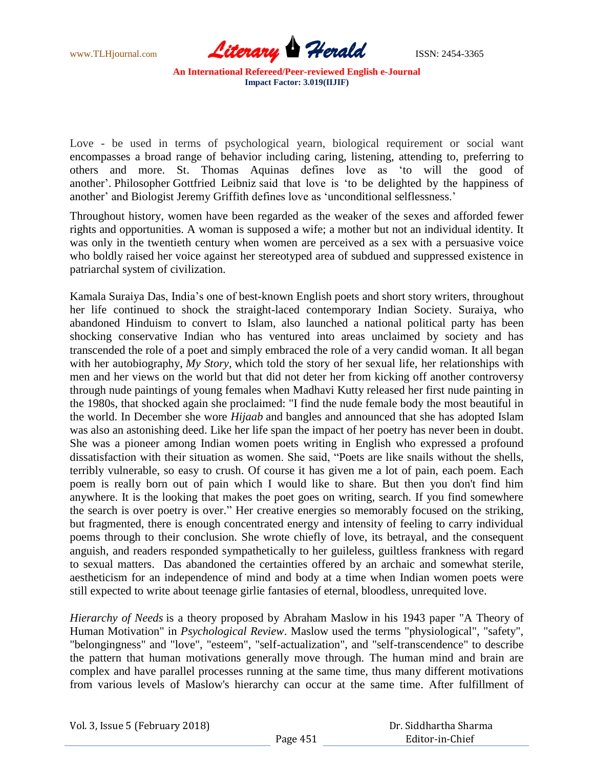Love - be used in terms of psychological yearn, biological requirement or social want encompasses a broad range of behavior including caring, listening, attending to, preferring to others and more. St. Thomas Aquinas defines love as 'to will the good of another'. Philosopher Gottfried Leibniz said that love is 'to be delighted by the happiness of another' and Biologist Jeremy Griffith defines love as 'unconditional selflessness.'

Throughout history, women have been regarded as the weaker of the sexes and afforded fewer rights and opportunities. A woman is supposed a wife; a mother but not an individual identity. It was only in the twentieth century when women are perceived as a sex with a persuasive voice who boldly raised her voice against her stereotyped area of subdued and suppressed existence in patriarchal system of civilization.

Kamala Suraiya Das, India's one of best-known English poets and short story writers, throughout her life continued to shock the straight-laced contemporary Indian Society. Suraiya, who abandoned Hinduism to convert to Islam, also launched a national political party has been shocking conservative Indian who has ventured into areas unclaimed by society and has transcended the role of a poet and simply embraced the role of a very candid woman. It all began with her autobiography, *My Story*, which told the story of her sexual life, her relationships with men and her views on the world but that did not deter her from kicking off another controversy through nude paintings of young females when Madhavi Kutty released her first nude painting in the 1980s, that shocked again she proclaimed: "I find the nude female body the most beautiful in the world. In December she wore *Hijaab* and bangles and announced that she has adopted Islam was also an astonishing deed. Like her life span the impact of her poetry has never been in doubt. She was a pioneer among Indian women poets writing in English who expressed a profound dissatisfaction with their situation as women. She said, "Poets are like snails without the shells, terribly vulnerable, so easy to crush. Of course it has given me a lot of pain, each poem. Each poem is really born out of pain which I would like to share. But then you don't find him anywhere. It is the looking that makes the poet goes on writing, search. If you find somewhere the search is over poetry is over." Her creative energies so memorably focused on the striking, but fragmented, there is enough concentrated energy and intensity of feeling to carry individual poems through to their conclusion. She wrote chiefly of love, its betrayal, and the consequent anguish, and readers responded sympathetically to her guileless, guiltless frankness with regard to sexual matters. Das abandoned the certainties offered by an archaic and somewhat sterile, aestheticism for an independence of mind and body at a time when Indian women poets were still expected to write about teenage girlie fantasies of eternal, bloodless, unrequited love.

*Hierarchy of Needs* is a theory proposed by Abraham Maslow in his 1943 paper "A Theory of Human Motivation" in *Psychological Review*. Maslow used the terms "physiological", "safety", "belongingness" and "love", "esteem", "self-actualization", and "self-transcendence" to describe the pattern that human motivations generally move through. The human mind and brain are complex and have parallel processes running at the same time, thus many different motivations from various levels of Maslow's hierarchy can occur at the same time. After fulfillment of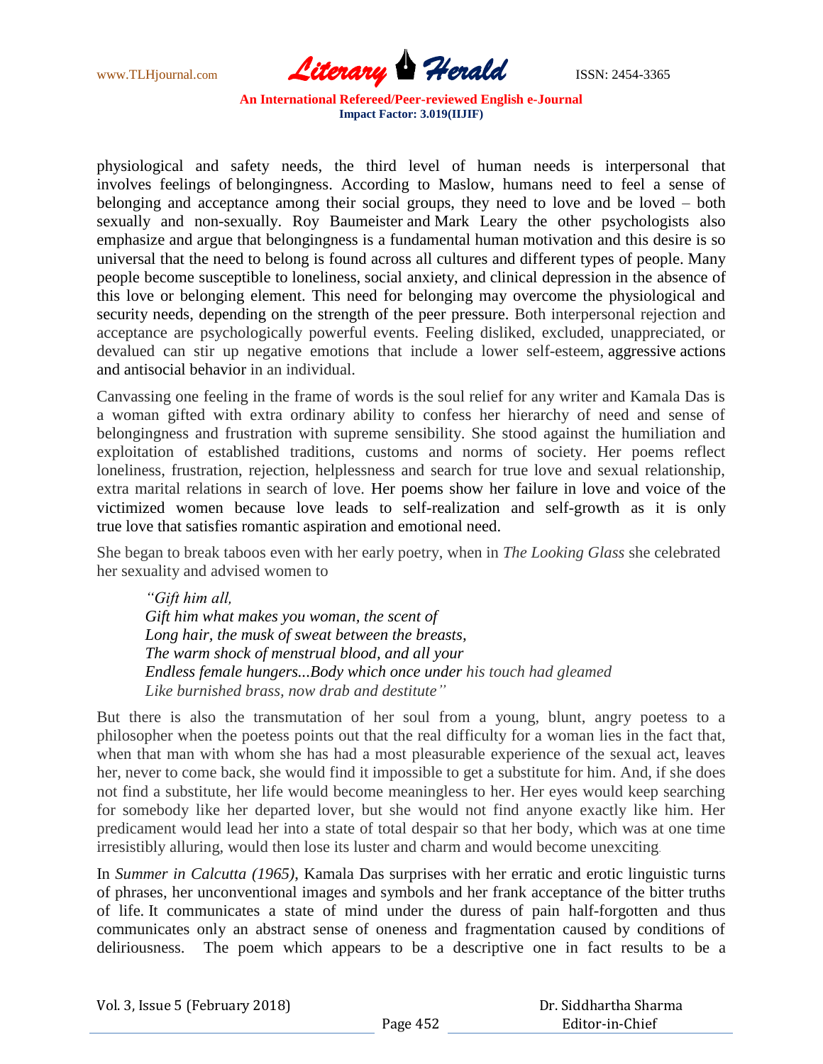physiological and safety needs, the third level of human needs is interpersonal that involves feelings of belongingness. According to Maslow, humans need to feel a sense of belonging and acceptance among their social groups, they need to love and be loved – both sexually and non-sexually. Roy Baumeister and Mark Leary the other psychologists also emphasize and argue that belongingness is a fundamental human motivation and this desire is so universal that the need to belong is found across all cultures and different types of people. Many people become susceptible to loneliness, social anxiety, and clinical depression in the absence of this love or belonging element. This need for belonging may overcome the physiological and security needs, depending on the strength of the peer pressure. Both interpersonal rejection and acceptance are psychologically powerful events. Feeling disliked, excluded, unappreciated, or devalued can stir up negative emotions that include a lower self-esteem, aggressive actions and antisocial behavior in an individual.

Canvassing one feeling in the frame of words is the soul relief for any writer and Kamala Das is a woman gifted with extra ordinary ability to confess her hierarchy of need and sense of belongingness and frustration with supreme sensibility. She stood against the humiliation and exploitation of established traditions, customs and norms of society. Her poems reflect loneliness, frustration, rejection, helplessness and search for true love and sexual relationship, extra marital relations in search of love. Her poems show her failure in love and voice of the victimized women because love leads to self-realization and self-growth as it is only true love that satisfies romantic aspiration and emotional need.

She began to break taboos even with her early poetry, when in *The Looking Glass* she celebrated her sexuality and advised women to

> *"Gift him all,*
> *Gift him what makes you woman, the scent of*
> *Long hair, the musk of sweat between the breasts,*
> *The warm shock of menstrual blood, and all your*
> *Endless female hungers...Body which once under his touch had gleamed*
> *Like burnished brass, now drab and destitute"*

But there is also the transmutation of her soul from a young, blunt, angry poetess to a philosopher when the poetess points out that the real difficulty for a woman lies in the fact that, when that man with whom she has had a most pleasurable experience of the sexual act, leaves her, never to come back, she would find it impossible to get a substitute for him. And, if she does not find a substitute, her life would become meaningless to her. Her eyes would keep searching for somebody like her departed lover, but she would not find anyone exactly like him. Her predicament would lead her into a state of total despair so that her body, which was at one time irresistibly alluring, would then lose its luster and charm and would become unexciting.

In *Summer in Calcutta (1965)*, Kamala Das surprises with her erratic and erotic linguistic turns of phrases, her unconventional images and symbols and her frank acceptance of the bitter truths of life. It communicates a state of mind under the duress of pain half-forgotten and thus communicates only an abstract sense of oneness and fragmentation caused by conditions of deliriousness. The poem which appears to be a descriptive one in fact results to be a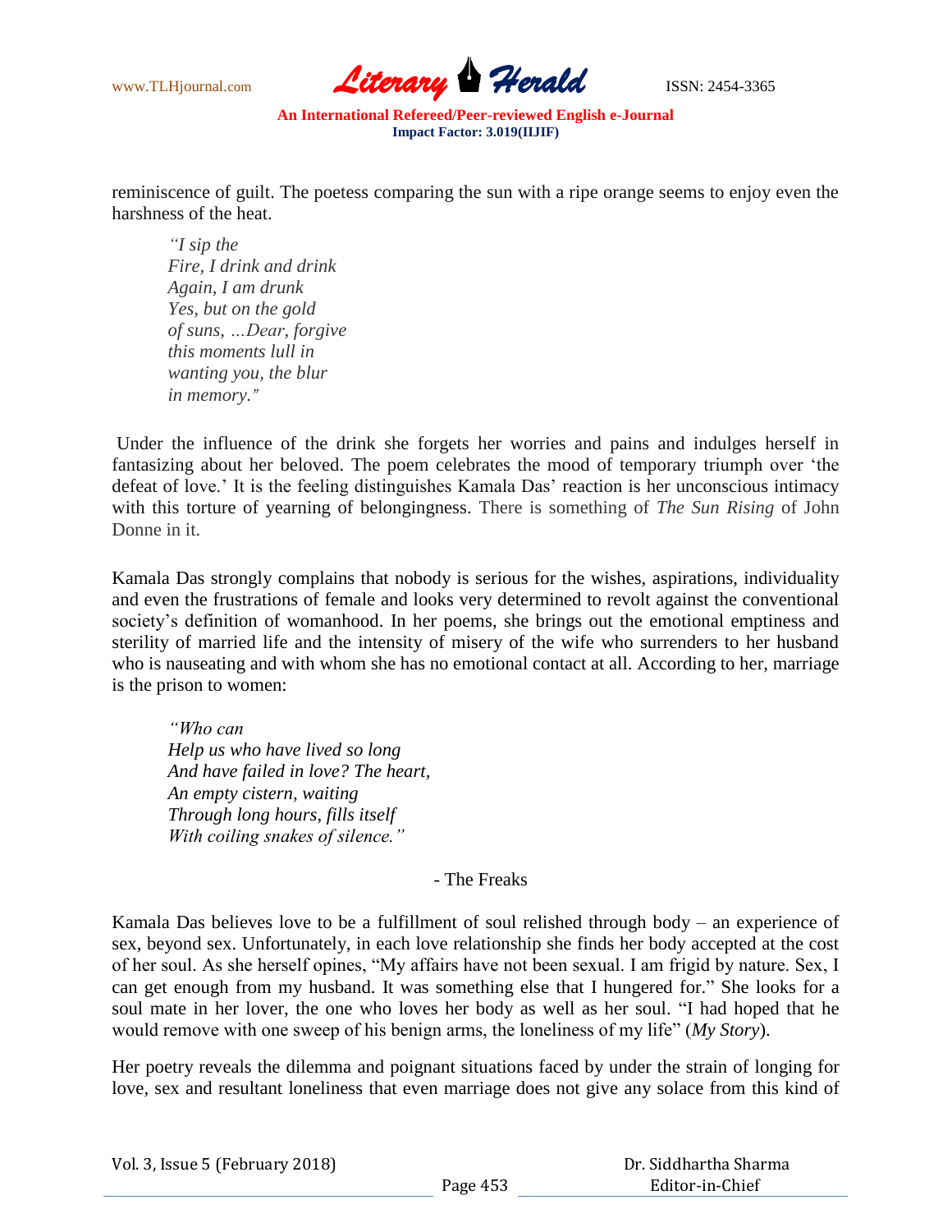reminiscence of guilt. The poetess comparing the sun with a ripe orange seems to enjoy even the harshness of the heat.

> *"I sip the*
> *Fire, I drink and drink*
> *Again, I am drunk*
> *Yes, but on the gold*
> *of suns, …Dear, forgive*
> *this moments lull in*
> *wanting you, the blur*
> *in memory."*

Under the influence of the drink she forgets her worries and pains and indulges herself in fantasizing about her beloved. The poem celebrates the mood of temporary triumph over 'the defeat of love.' It is the feeling distinguishes Kamala Das' reaction is her unconscious intimacy with this torture of yearning of belongingness. There is something of *The Sun Rising* of John Donne in it.

Kamala Das strongly complains that nobody is serious for the wishes, aspirations, individuality and even the frustrations of female and looks very determined to revolt against the conventional society's definition of womanhood. In her poems, she brings out the emotional emptiness and sterility of married life and the intensity of misery of the wife who surrenders to her husband who is nauseating and with whom she has no emotional contact at all. According to her, marriage is the prison to women:

> *"Who can*
> *Help us who have lived so long*
> *And have failed in love? The heart,*
> *An empty cistern, waiting*
> *Through long hours, fills itself*
> *With coiling snakes of silence."*

- The Freaks

Kamala Das believes love to be a fulfillment of soul relished through body – an experience of sex, beyond sex. Unfortunately, in each love relationship she finds her body accepted at the cost of her soul. As she herself opines, "My affairs have not been sexual. I am frigid by nature. Sex, I can get enough from my husband. It was something else that I hungered for." She looks for a soul mate in her lover, the one who loves her body as well as her soul. "I had hoped that he would remove with one sweep of his benign arms, the loneliness of my life" (*My Story*).

Her poetry reveals the dilemma and poignant situations faced by under the strain of longing for love, sex and resultant loneliness that even marriage does not give any solace from this kind of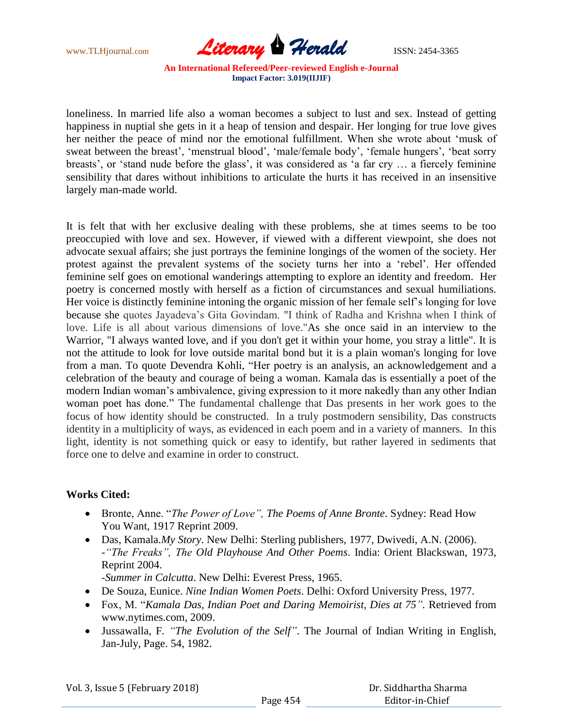loneliness. In married life also a woman becomes a subject to lust and sex. Instead of getting happiness in nuptial she gets in it a heap of tension and despair. Her longing for true love gives her neither the peace of mind nor the emotional fulfillment. When she wrote about 'musk of sweat between the breast', 'menstrual blood', 'male/female body', 'female hungers', 'beat sorry breasts', or 'stand nude before the glass', it was considered as 'a far cry … a fiercely feminine sensibility that dares without inhibitions to articulate the hurts it has received in an insensitive largely man-made world.

It is felt that with her exclusive dealing with these problems, she at times seems to be too preoccupied with love and sex. However, if viewed with a different viewpoint, she does not advocate sexual affairs; she just portrays the feminine longings of the women of the society. Her protest against the prevalent systems of the society turns her into a 'rebel'. Her offended feminine self goes on emotional wanderings attempting to explore an identity and freedom. Her poetry is concerned mostly with herself as a fiction of circumstances and sexual humiliations. Her voice is distinctly feminine intoning the organic mission of her female self's longing for love because she quotes Jayadeva's Gita Govindam. "I think of Radha and Krishna when I think of love. Life is all about various dimensions of love."As she once said in an interview to the Warrior, "I always wanted love, and if you don't get it within your home, you stray a little". It is not the attitude to look for love outside marital bond but it is a plain woman's longing for love from a man. To quote Devendra Kohli, "Her poetry is an analysis, an acknowledgement and a celebration of the beauty and courage of being a woman. Kamala das is essentially a poet of the modern Indian woman's ambivalence, giving expression to it more nakedly than any other Indian woman poet has done." The fundamental challenge that Das presents in her work goes to the focus of how identity should be constructed. In a truly postmodern sensibility, Das constructs identity in a multiplicity of ways, as evidenced in each poem and in a variety of manners. In this light, identity is not something quick or easy to identify, but rather layered in sediments that force one to delve and examine in order to construct.

**Works Cited:**

- Bronte, Anne. "*The Power of Love", The Poems of Anne Bronte*. Sydney: Read How You Want, 1917 Reprint 2009.
- Das, Kamala.*My Story*. New Delhi: Sterling publishers, 1977, Dwivedi, A.N. (2006).
  -*"The Freaks", The Old Playhouse And Other Poems*. India: Orient Blackswan, 1973, Reprint 2004.
  -*Summer in Calcutta*. New Delhi: Everest Press, 1965.
- De Souza, Eunice. *Nine Indian Women Poets*. Delhi: Oxford University Press, 1977.
- Fox, M. "*Kamala Das, Indian Poet and Daring Memoirist, Dies at 75"*. Retrieved from www.nytimes.com, 2009.
- Jussawalla, F. *"The Evolution of the Self"*. The Journal of Indian Writing in English, Jan-July, Page. 54, 1982.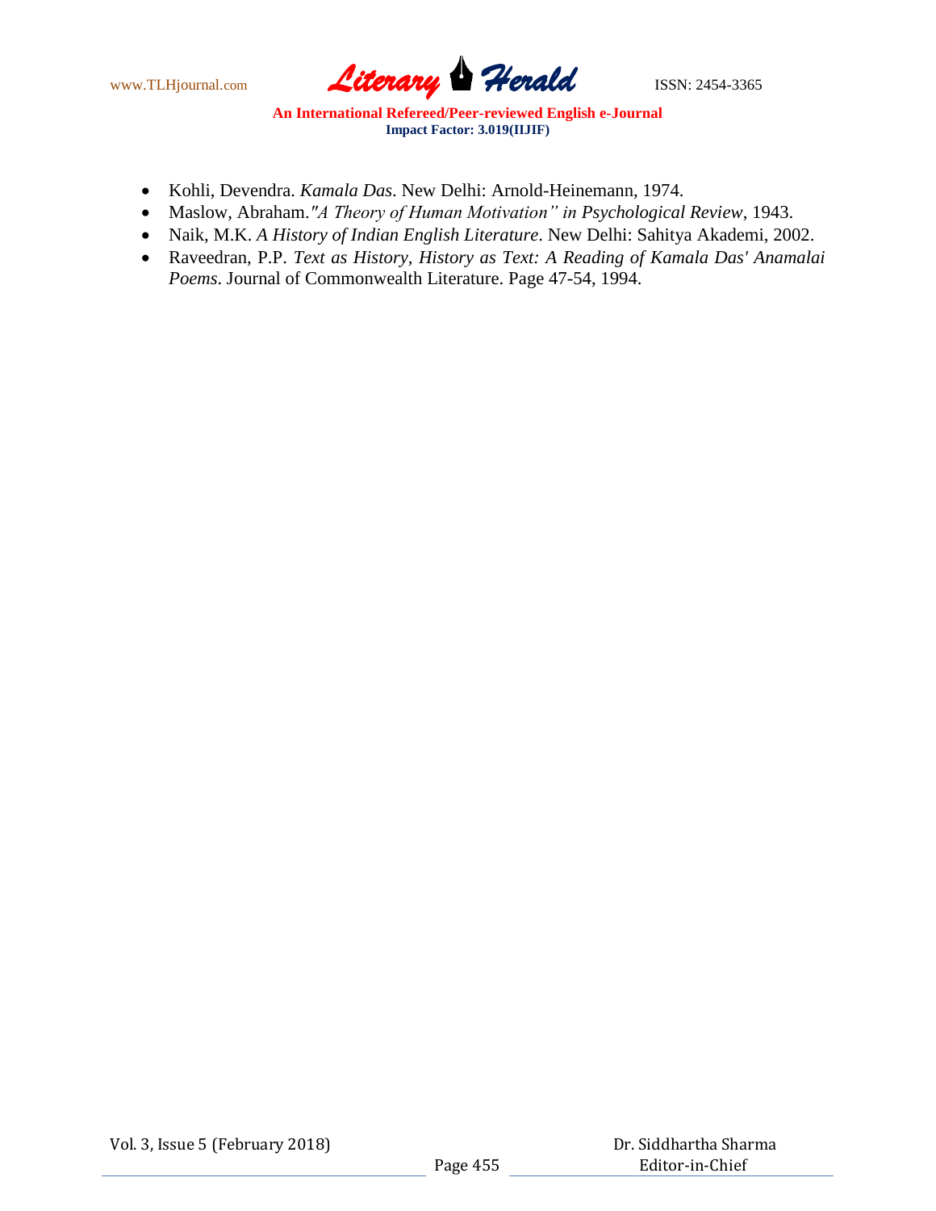- Kohli, Devendra. *Kamala Das*. New Delhi: Arnold-Heinemann, 1974.
- Maslow, Abraham.*"A Theory of Human Motivation" in Psychological Review*, 1943.
- Naik, M.K. *A History of Indian English Literature*. New Delhi: Sahitya Akademi, 2002.
- Raveedran, P.P. *Text as History, History as Text: A Reading of Kamala Das' Anamalai Poems*. Journal of Commonwealth Literature. Page 47-54, 1994.